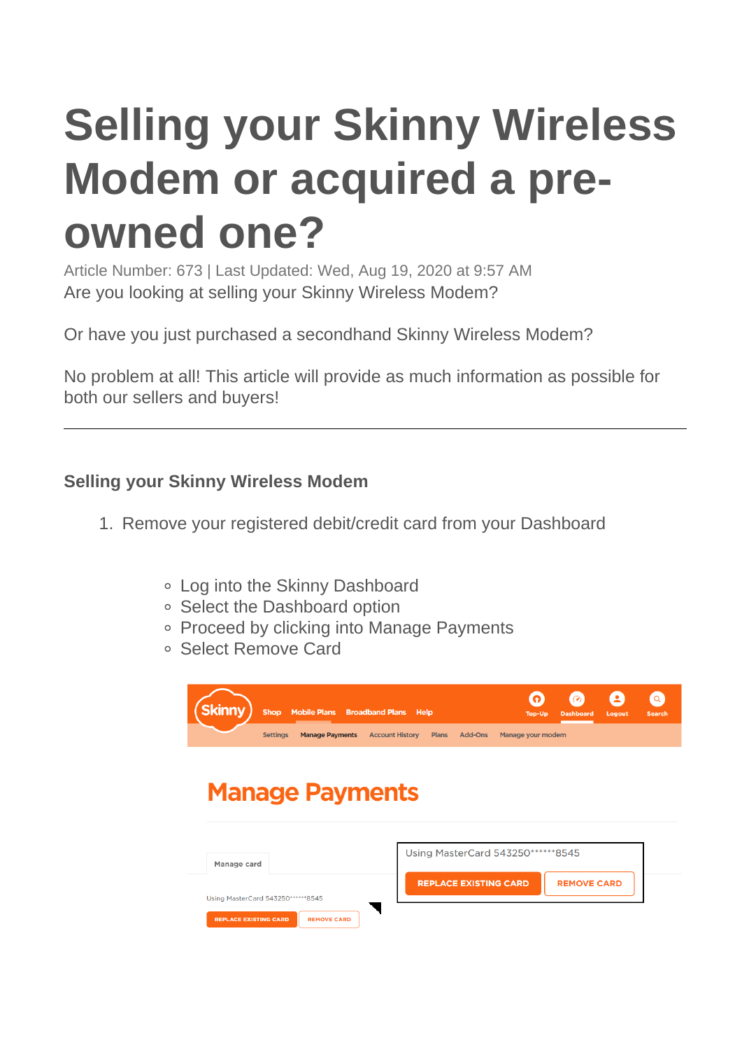# Selling your Skinny Wireless Modem or acquired a pre-owned one?

Article Number: 673 | Last Updated: Wed, Aug 19, 2020 at 9:57 AM

Are you looking at selling your Skinny Wireless Modem?

Or have you just purchased a secondhand Skinny Wireless Modem?

No problem at all! This article will provide as much information as possible for both our sellers and buyers!

---

### Selling your Skinny Wireless Modem

1. Remove your registered debit/credit card from your Dashboard

   - Log into the Skinny Dashboard
   - Select the Dashboard option
   - Proceed by clicking into Manage Payments
   - Select Remove Card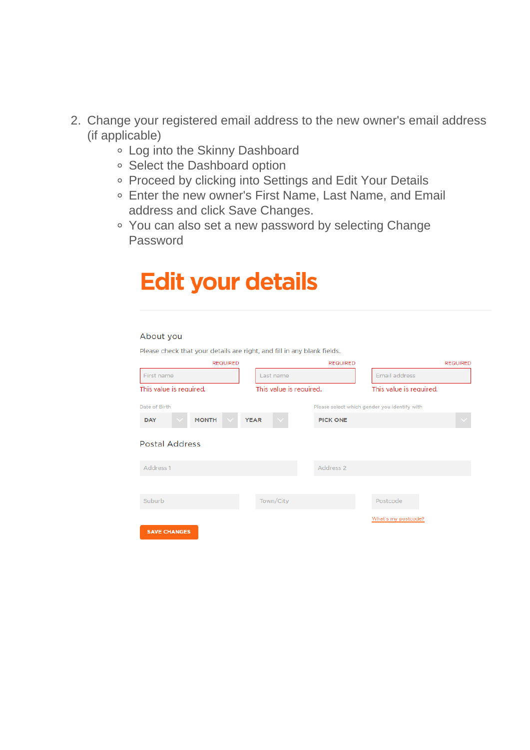2. Change your registered email address to the new owner's email address (if applicable)
    - Log into the Skinny Dashboard
    - Select the Dashboard option
    - Proceed by clicking into Settings and Edit Your Details
    - Enter the new owner's First Name, Last Name, and Email address and click Save Changes.
    - You can also set a new password by selecting Change Password

# Edit your details

About you

Please check that your details are right, and fill in any blank fields.

REQUIRED
First name
This value is required.

REQUIRED
Last name
This value is required.

REQUIRED
Email address
This value is required.

Date of Birth
DAY MONTH YEAR

Please select which gender you identify with
PICK ONE

Postal Address

Address 1

Address 2

Suburb

Town/City

Postcode

What's my postcode?

SAVE CHANGES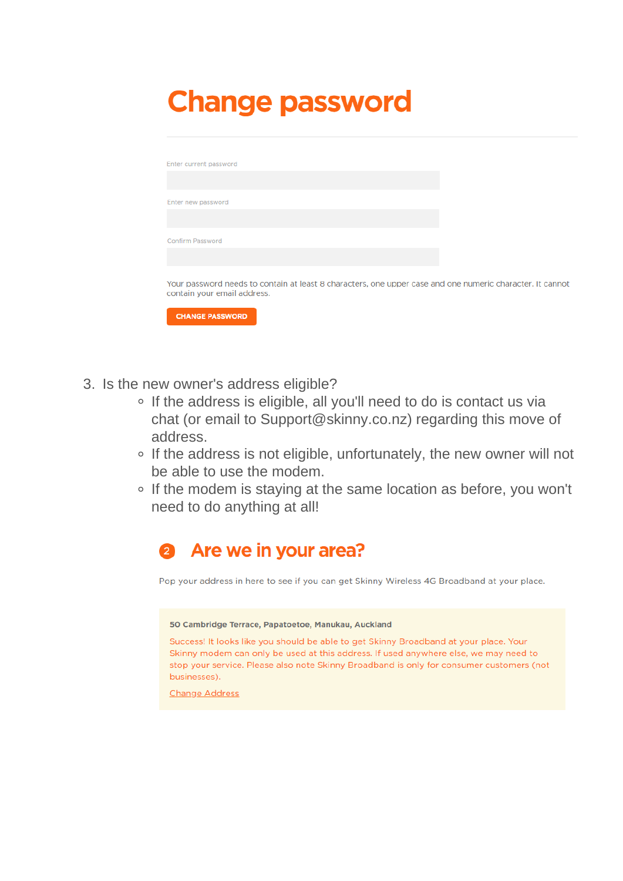# Change password

Enter current password

Enter new password

Confirm Password

Your password needs to contain at least 8 characters, one upper case and one numeric character. It cannot contain your email address.

CHANGE PASSWORD

3. Is the new owner's address eligible?
    - If the address is eligible, all you'll need to do is contact us via chat (or email to Support@skinny.co.nz) regarding this move of address.
    - If the address is not eligible, unfortunately, the new owner will not be able to use the modem.
    - If the modem is staying at the same location as before, you won't need to do anything at all!

## 2 Are we in your area?

Pop your address in here to see if you can get Skinny Wireless 4G Broadband at your place.

**50 Cambridge Terrace, Papatoetoe, Manukau, Auckland**

Success! It looks like you should be able to get Skinny Broadband at your place. Your Skinny modem can only be used at this address. If used anywhere else, we may need to stop your service. Please also note Skinny Broadband is only for consumer customers (not businesses).

Change Address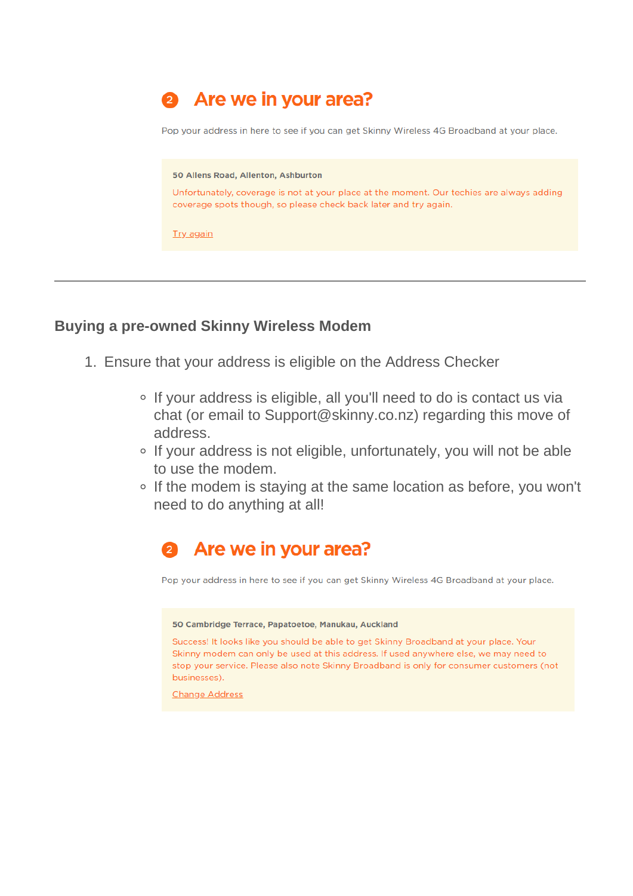## ② Are we in your area?

Pop your address in here to see if you can get Skinny Wireless 4G Broadband at your place.

**50 Allens Road, Allenton, Ashburton**

Unfortunately, coverage is not at your place at the moment. Our techies are always adding coverage spots though, so please check back later and try again.

Try again

---

### Buying a pre-owned Skinny Wireless Modem

1. Ensure that your address is eligible on the Address Checker
    - If your address is eligible, all you'll need to do is contact us via chat (or email to Support@skinny.co.nz) regarding this move of address.
    - If your address is not eligible, unfortunately, you will not be able to use the modem.
    - If the modem is staying at the same location as before, you won't need to do anything at all!

## ② Are we in your area?

Pop your address in here to see if you can get Skinny Wireless 4G Broadband at your place.

**50 Cambridge Terrace, Papatoetoe, Manukau, Auckland**

Success! It looks like you should be able to get Skinny Broadband at your place. Your Skinny modem can only be used at this address. If used anywhere else, we may need to stop your service. Please also note Skinny Broadband is only for consumer customers (not businesses).

Change Address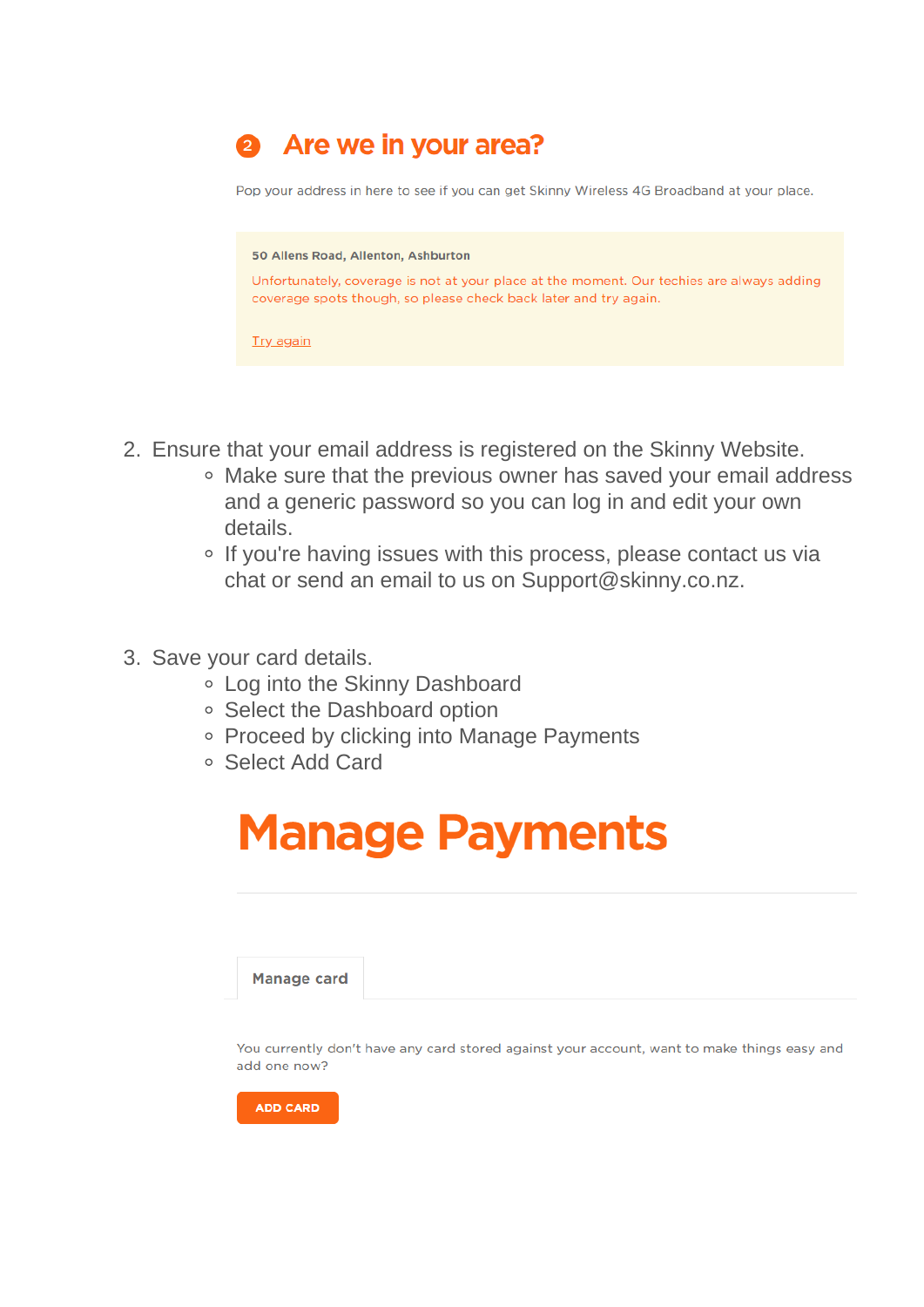## 2 Are we in your area?

Pop your address in here to see if you can get Skinny Wireless 4G Broadband at your place.

**50 Allens Road, Allenton, Ashburton**

Unfortunately, coverage is not at your place at the moment. Our techies are always adding coverage spots though, so please check back later and try again.

Try again

2. Ensure that your email address is registered on the Skinny Website.
   - Make sure that the previous owner has saved your email address and a generic password so you can log in and edit your own details.
   - If you're having issues with this process, please contact us via chat or send an email to us on Support@skinny.co.nz.

3. Save your card details.
   - Log into the Skinny Dashboard
   - Select the Dashboard option
   - Proceed by clicking into Manage Payments
   - Select Add Card

# Manage Payments

Manage card

You currently don't have any card stored against your account, want to make things easy and add one now?

ADD CARD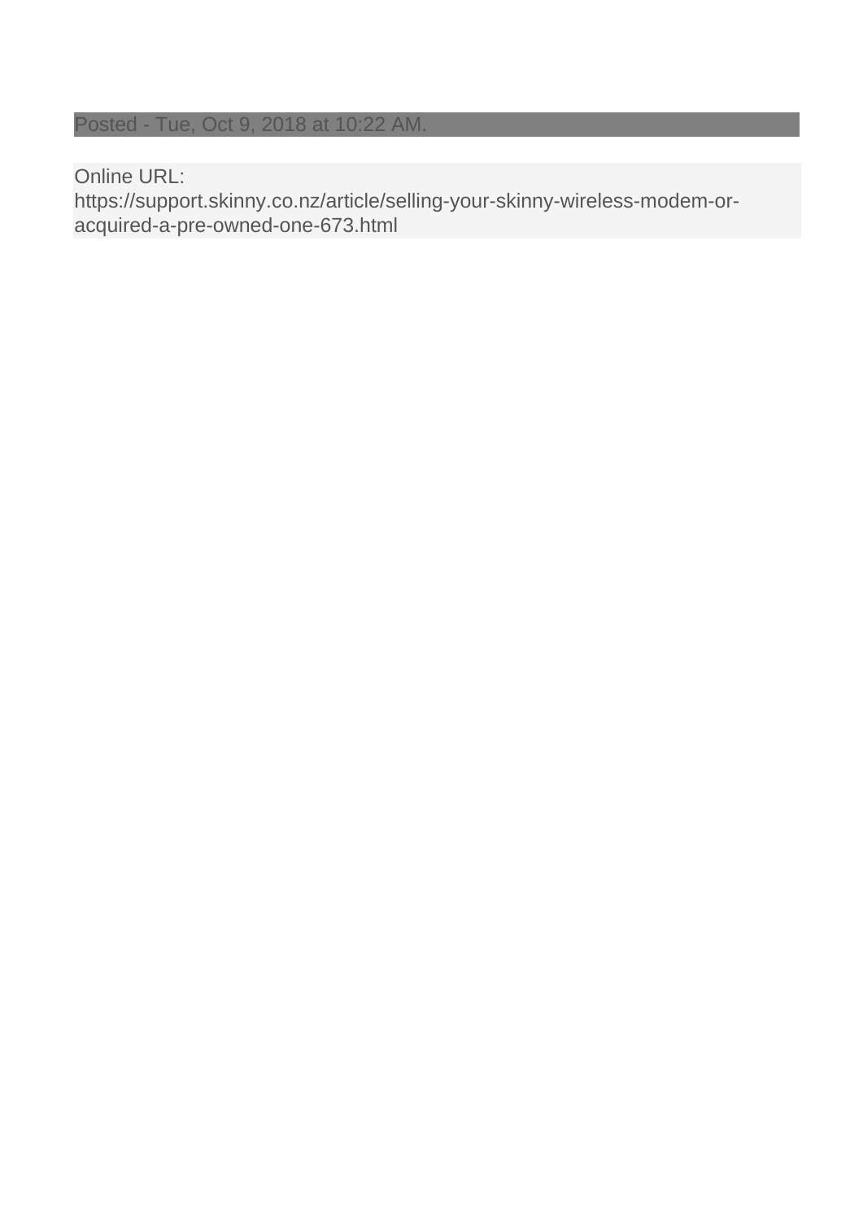Posted - Tue, Oct 9, 2018 at 10:22 AM.

Online URL:
https://support.skinny.co.nz/article/selling-your-skinny-wireless-modem-or-acquired-a-pre-owned-one-673.html